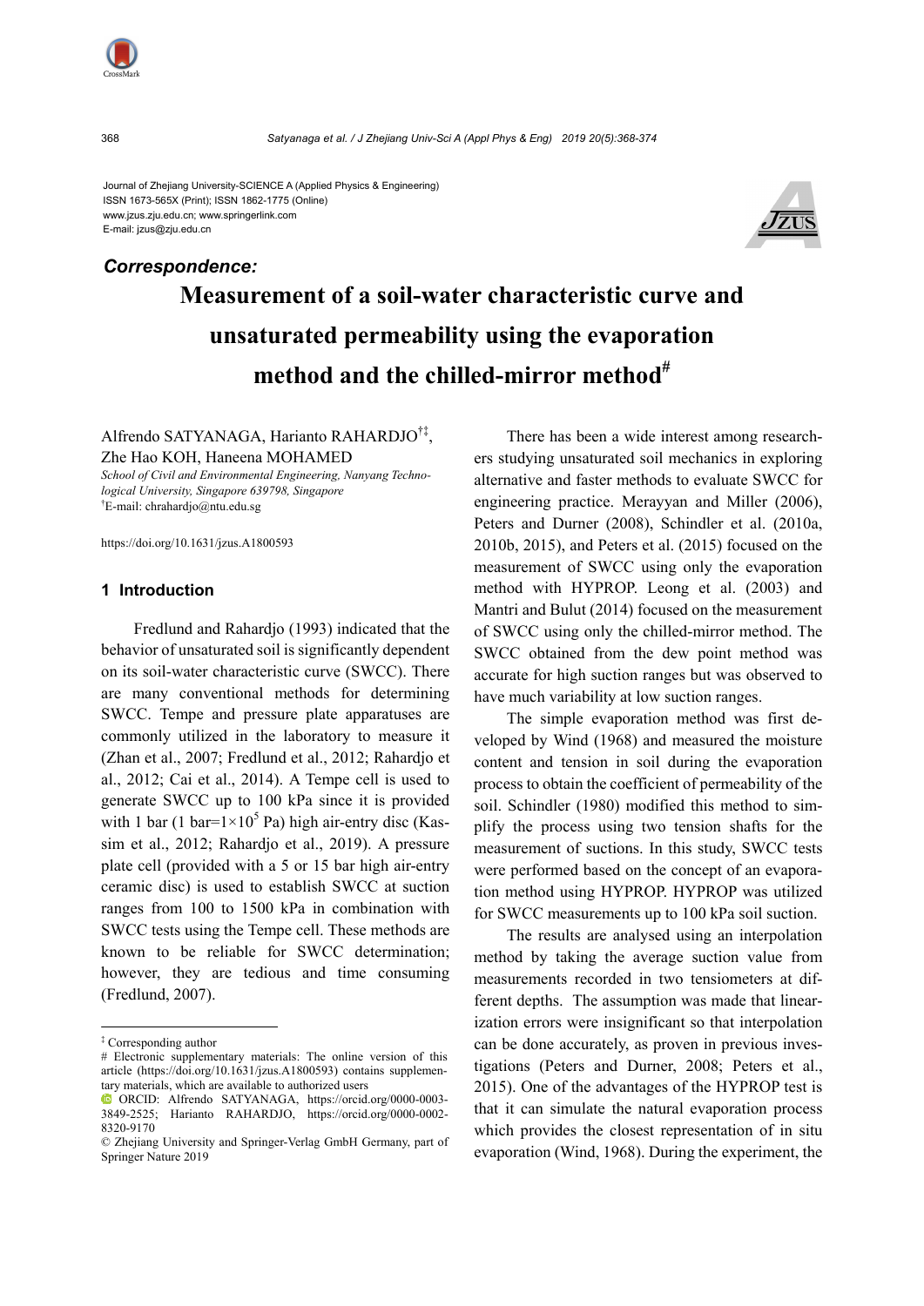Journal of Zhejiang University-SCIENCE A (Applied Physics & Engineering)
ISSN 1673-565X (Print); ISSN 1862-1775 (Online)
www.jzus.zju.edu.cn; www.springerlink.com
E-mail: jzus@zju.edu.cn

***Correspondence:***

# Measurement of a soil-water characteristic curve and unsaturated permeability using the evaporation method and the chilled-mirror method[#]

Alfrendo SATYANAGA, Harianto RAHARDJO[†‡], Zhe Hao KOH, Haneena MOHAMED

*School of Civil and Environmental Engineering, Nanyang Technological University, Singapore 639798, Singapore*

[†]E-mail: chrahardjo@ntu.edu.sg

https://doi.org/10.1631/jzus.A1800593

## 1 Introduction

Fredlund and Rahardjo (1993) indicated that the behavior of unsaturated soil is significantly dependent on its soil-water characteristic curve (SWCC). There are many conventional methods for determining SWCC. Tempe and pressure plate apparatuses are commonly utilized in the laboratory to measure it (Zhan et al., 2007; Fredlund et al., 2012; Rahardjo et al., 2012; Cai et al., 2014). A Tempe cell is used to generate SWCC up to 100 kPa since it is provided with 1 bar (1 bar=$1\times10^5$ Pa) high air-entry disc (Kassim et al., 2012; Rahardjo et al., 2019). A pressure plate cell (provided with a 5 or 15 bar high air-entry ceramic disc) is used to establish SWCC at suction ranges from 100 to 1500 kPa in combination with SWCC tests using the Tempe cell. These methods are known to be reliable for SWCC determination; however, they are tedious and time consuming (Fredlund, 2007).

There has been a wide interest among researchers studying unsaturated soil mechanics in exploring alternative and faster methods to evaluate SWCC for engineering practice. Merayyan and Miller (2006), Peters and Durner (2008), Schindler et al. (2010a, 2010b, 2015), and Peters et al. (2015) focused on the measurement of SWCC using only the evaporation method with HYPROP. Leong et al. (2003) and Mantri and Bulut (2014) focused on the measurement of SWCC using only the chilled-mirror method. The SWCC obtained from the dew point method was accurate for high suction ranges but was observed to have much variability at low suction ranges.

The simple evaporation method was first developed by Wind (1968) and measured the moisture content and tension in soil during the evaporation process to obtain the coefficient of permeability of the soil. Schindler (1980) modified this method to simplify the process using two tension shafts for the measurement of suctions. In this study, SWCC tests were performed based on the concept of an evaporation method using HYPROP. HYPROP was utilized for SWCC measurements up to 100 kPa soil suction.

The results are analysed using an interpolation method by taking the average suction value from measurements recorded in two tensiometers at different depths. The assumption was made that linearization errors were insignificant so that interpolation can be done accurately, as proven in previous investigations (Peters and Durner, 2008; Peters et al., 2015). One of the advantages of the HYPROP test is that it can simulate the natural evaporation process which provides the closest representation of in situ evaporation (Wind, 1968). During the experiment, the

---

[‡] Corresponding author

[#] Electronic supplementary materials: The online version of this article (https://doi.org/10.1631/jzus.A1800593) contains supplementary materials, which are available to authorized users

ORCID: Alfrendo SATYANAGA, https://orcid.org/0000-0003-3849-2525; Harianto RAHARDJO, https://orcid.org/0000-0002-8320-9170

© Zhejiang University and Springer-Verlag GmbH Germany, part of Springer Nature 2019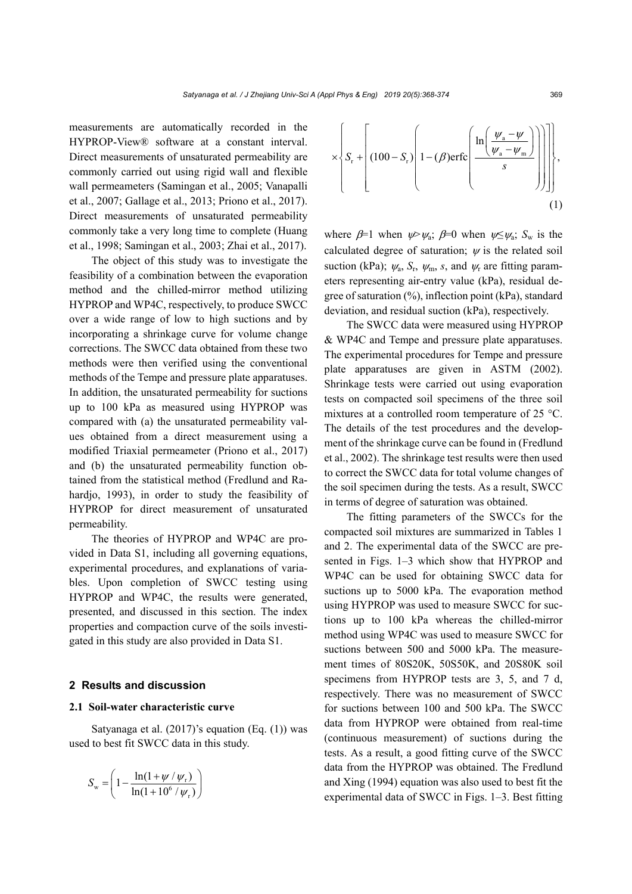measurements are automatically recorded in the HYPROP-View® software at a constant interval. Direct measurements of unsaturated permeability are commonly carried out using rigid wall and flexible wall permeameters (Samingan et al., 2005; Vanapalli et al., 2007; Gallage et al., 2013; Priono et al., 2017). Direct measurements of unsaturated permeability commonly take a very long time to complete (Huang et al., 1998; Samingan et al., 2003; Zhai et al., 2017).

The object of this study was to investigate the feasibility of a combination between the evaporation method and the chilled-mirror method utilizing HYPROP and WP4C, respectively, to produce SWCC over a wide range of low to high suctions and by incorporating a shrinkage curve for volume change corrections. The SWCC data obtained from these two methods were then verified using the conventional methods of the Tempe and pressure plate apparatuses. In addition, the unsaturated permeability for suctions up to 100 kPa as measured using HYPROP was compared with (a) the unsaturated permeability values obtained from a direct measurement using a modified Triaxial permeameter (Priono et al., 2017) and (b) the unsaturated permeability function obtained from the statistical method (Fredlund and Rahardjo, 1993), in order to study the feasibility of HYPROP for direct measurement of unsaturated permeability.

The theories of HYPROP and WP4C are provided in Data S1, including all governing equations, experimental procedures, and explanations of variables. Upon completion of SWCC testing using HYPROP and WP4C, the results were generated, presented, and discussed in this section. The index properties and compaction curve of the soils investigated in this study are also provided in Data S1.

## 2 Results and discussion

### 2.1 Soil-water characteristic curve

Satyanaga et al. (2017)'s equation (Eq. (1)) was used to best fit SWCC data in this study.

$$S_{\mathrm{w}} = \left(1 - \frac{\ln(1+\psi/\psi_{\mathrm{r}})}{\ln(1+10^6/\psi_{\mathrm{r}})}\right) \times \left\{ S_{\mathrm{r}} + \left[ (100 - S_{\mathrm{r}}) \left( 1 - (\beta)\mathrm{erfc}\left( \frac{\ln\left(\dfrac{\psi_{\mathrm{a}} - \psi}{\psi_{\mathrm{a}} - \psi_{\mathrm{m}}}\right)}{s} \right) \right) \right] \right\}, \tag{1}$$

where $\beta$=1 when $\psi > \psi_{\mathrm{a}}$; $\beta$=0 when $\psi \leq \psi_{\mathrm{a}}$; $S_{\mathrm{w}}$ is the calculated degree of saturation; $\psi$ is the related soil suction (kPa); $\psi_{\mathrm{a}}$, $S_{\mathrm{r}}$, $\psi_{\mathrm{m}}$, $s$, and $\psi_{\mathrm{r}}$ are fitting parameters representing air-entry value (kPa), residual degree of saturation (%), inflection point (kPa), standard deviation, and residual suction (kPa), respectively.

The SWCC data were measured using HYPROP & WP4C and Tempe and pressure plate apparatuses. The experimental procedures for Tempe and pressure plate apparatuses are given in ASTM (2002). Shrinkage tests were carried out using evaporation tests on compacted soil specimens of the three soil mixtures at a controlled room temperature of 25 °C. The details of the test procedures and the development of the shrinkage curve can be found in (Fredlund et al., 2002). The shrinkage test results were then used to correct the SWCC data for total volume changes of the soil specimen during the tests. As a result, SWCC in terms of degree of saturation was obtained.

The fitting parameters of the SWCCs for the compacted soil mixtures are summarized in Tables 1 and 2. The experimental data of the SWCC are presented in Figs. 1–3 which show that HYPROP and WP4C can be used for obtaining SWCC data for suctions up to 5000 kPa. The evaporation method using HYPROP was used to measure SWCC for suctions up to 100 kPa whereas the chilled-mirror method using WP4C was used to measure SWCC for suctions between 500 and 5000 kPa. The measurement times of 80S20K, 50S50K, and 20S80K soil specimens from HYPROP tests are 3, 5, and 7 d, respectively. There was no measurement of SWCC for suctions between 100 and 500 kPa. The SWCC data from HYPROP were obtained from real-time (continuous measurement) of suctions during the tests. As a result, a good fitting curve of the SWCC data from the HYPROP was obtained. The Fredlund and Xing (1994) equation was also used to best fit the experimental data of SWCC in Figs. 1–3. Best fitting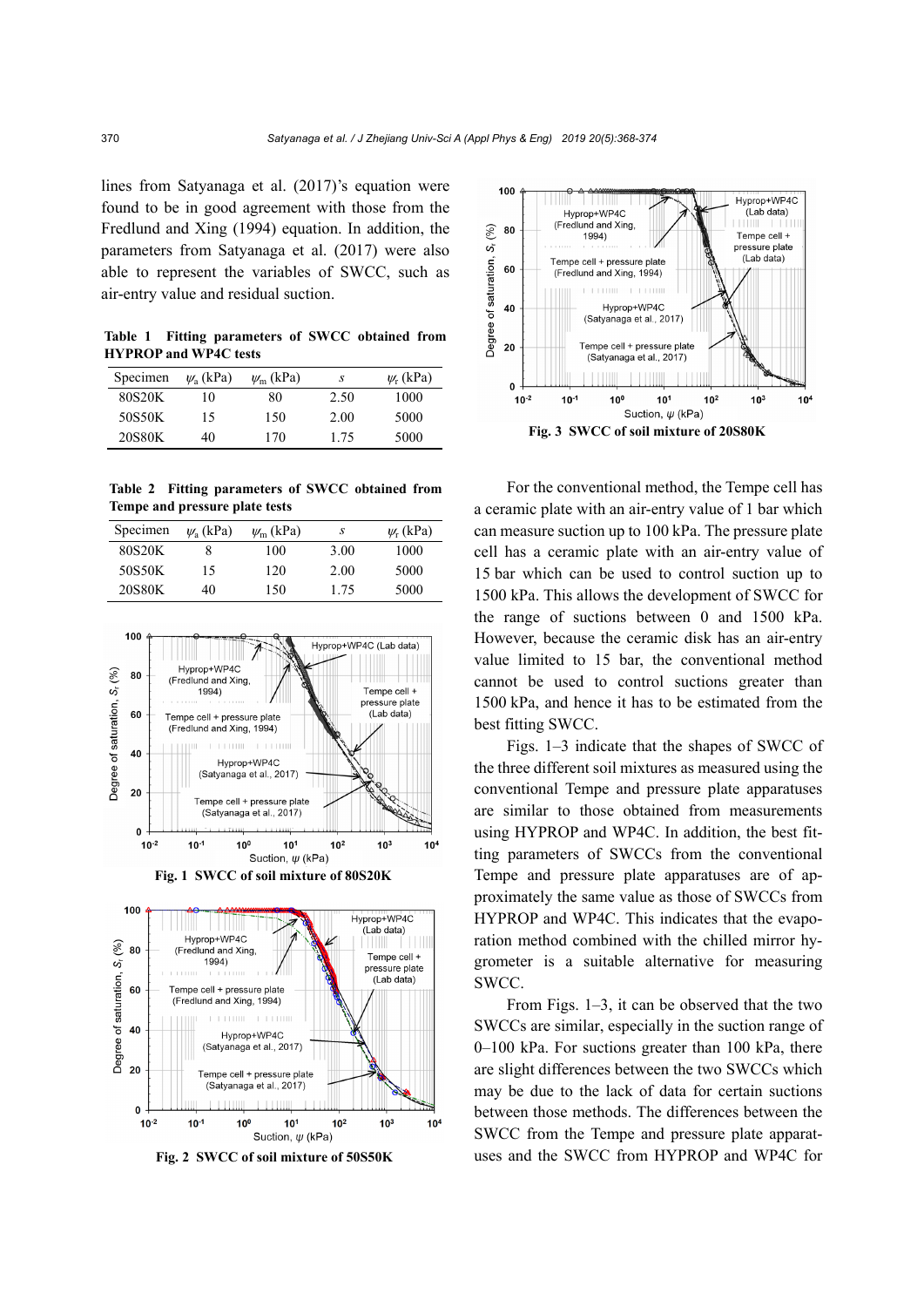lines from Satyanaga et al. (2017)'s equation were found to be in good agreement with those from the Fredlund and Xing (1994) equation. In addition, the parameters from Satyanaga et al. (2017) were also able to represent the variables of SWCC, such as air-entry value and residual suction.

**Table 1 Fitting parameters of SWCC obtained from HYPROP and WP4C tests**

| Specimen | $\psi_a$ (kPa) | $\psi_m$ (kPa) | $s$ | $\psi_r$ (kPa) |
|---|---|---|---|---|
| 80S20K | 10 | 80 | 2.50 | 1000 |
| 50S50K | 15 | 150 | 2.00 | 5000 |
| 20S80K | 40 | 170 | 1.75 | 5000 |

**Table 2 Fitting parameters of SWCC obtained from Tempe and pressure plate tests**

| Specimen | $\psi_a$ (kPa) | $\psi_m$ (kPa) | $s$ | $\psi_r$ (kPa) |
|---|---|---|---|---|
| 80S20K | 8 | 100 | 3.00 | 1000 |
| 50S50K | 15 | 120 | 2.00 | 5000 |
| 20S80K | 40 | 150 | 1.75 | 5000 |

**Fig. 1 SWCC of soil mixture of 80S20K**

**Fig. 2 SWCC of soil mixture of 50S50K**

**Fig. 3 SWCC of soil mixture of 20S80K**

For the conventional method, the Tempe cell has a ceramic plate with an air-entry value of 1 bar which can measure suction up to 100 kPa. The pressure plate cell has a ceramic plate with an air-entry value of 15 bar which can be used to control suction up to 1500 kPa. This allows the development of SWCC for the range of suctions between 0 and 1500 kPa. However, because the ceramic disk has an air-entry value limited to 15 bar, the conventional method cannot be used to control suctions greater than 1500 kPa, and hence it has to be estimated from the best fitting SWCC.

Figs. 1–3 indicate that the shapes of SWCC of the three different soil mixtures as measured using the conventional Tempe and pressure plate apparatuses are similar to those obtained from measurements using HYPROP and WP4C. In addition, the best fitting parameters of SWCCs from the conventional Tempe and pressure plate apparatuses are of approximately the same value as those of SWCCs from HYPROP and WP4C. This indicates that the evaporation method combined with the chilled mirror hygrometer is a suitable alternative for measuring SWCC.

From Figs. 1–3, it can be observed that the two SWCCs are similar, especially in the suction range of 0–100 kPa. For suctions greater than 100 kPa, there are slight differences between the two SWCCs which may be due to the lack of data for certain suctions between those methods. The differences between the SWCC from the Tempe and pressure plate apparatuses and the SWCC from HYPROP and WP4C for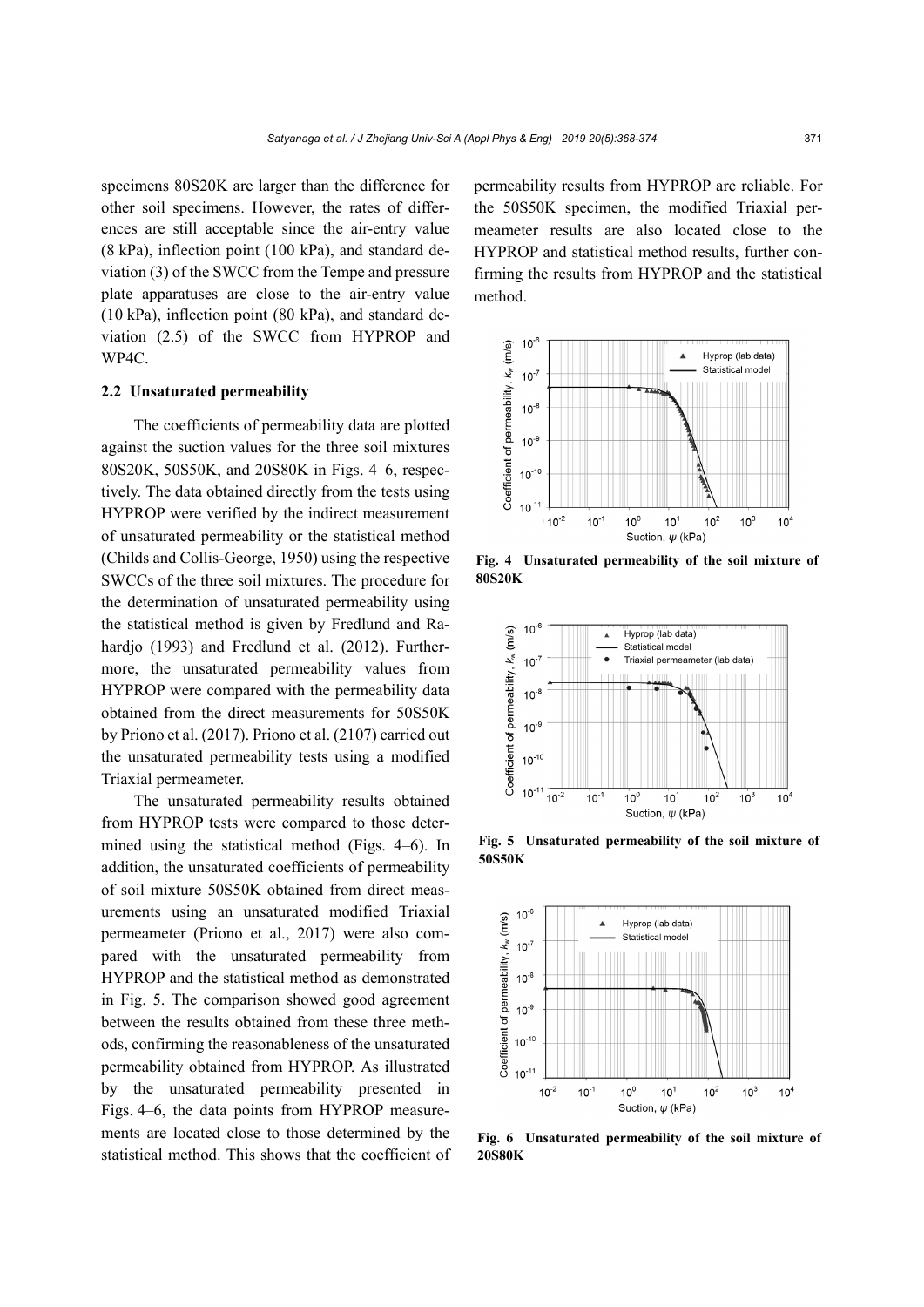specimens 80S20K are larger than the difference for other soil specimens. However, the rates of differences are still acceptable since the air-entry value (8 kPa), inflection point (100 kPa), and standard deviation (3) of the SWCC from the Tempe and pressure plate apparatuses are close to the air-entry value (10 kPa), inflection point (80 kPa), and standard deviation (2.5) of the SWCC from HYPROP and WP4C.

### 2.2 Unsaturated permeability

The coefficients of permeability data are plotted against the suction values for the three soil mixtures 80S20K, 50S50K, and 20S80K in Figs. 4–6, respectively. The data obtained directly from the tests using HYPROP were verified by the indirect measurement of unsaturated permeability or the statistical method (Childs and Collis-George, 1950) using the respective SWCCs of the three soil mixtures. The procedure for the determination of unsaturated permeability using the statistical method is given by Fredlund and Rahardjo (1993) and Fredlund et al. (2012). Furthermore, the unsaturated permeability values from HYPROP were compared with the permeability data obtained from the direct measurements for 50S50K by Priono et al. (2017). Priono et al. (2107) carried out the unsaturated permeability tests using a modified Triaxial permeameter.

The unsaturated permeability results obtained from HYPROP tests were compared to those determined using the statistical method (Figs. 4–6). In addition, the unsaturated coefficients of permeability of soil mixture 50S50K obtained from direct measurements using an unsaturated modified Triaxial permeameter (Priono et al., 2017) were also compared with the unsaturated permeability from HYPROP and the statistical method as demonstrated in Fig. 5. The comparison showed good agreement between the results obtained from these three methods, confirming the reasonableness of the unsaturated permeability obtained from HYPROP. As illustrated by the unsaturated permeability presented in Figs. 4–6, the data points from HYPROP measurements are located close to those determined by the statistical method. This shows that the coefficient of permeability results from HYPROP are reliable. For the 50S50K specimen, the modified Triaxial permeameter results are also located close to the HYPROP and statistical method results, further confirming the results from HYPROP and the statistical method.

**Fig. 4 Unsaturated permeability of the soil mixture of 80S20K**

**Fig. 5 Unsaturated permeability of the soil mixture of 50S50K**

**Fig. 6 Unsaturated permeability of the soil mixture of 20S80K**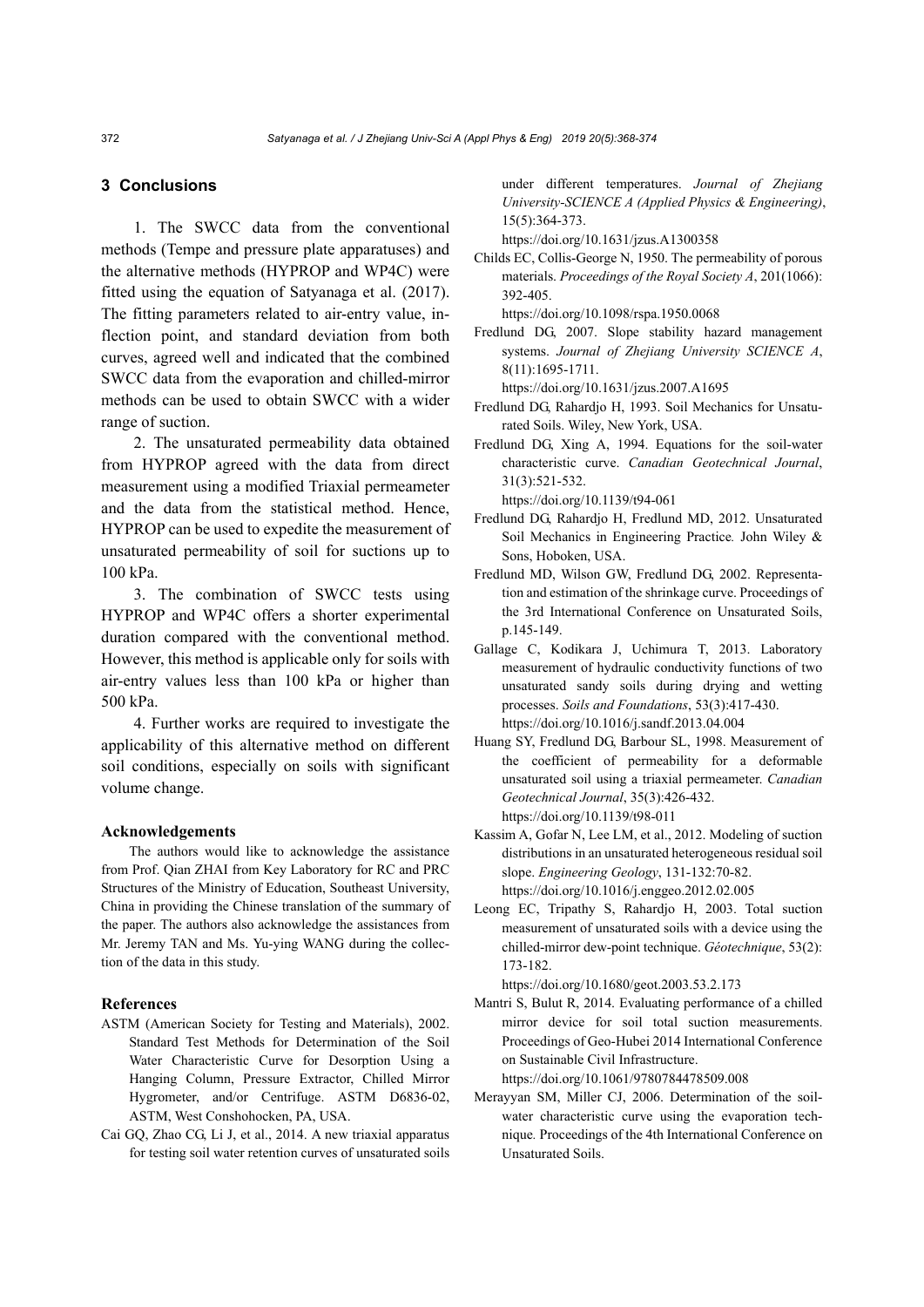## 3 Conclusions

1. The SWCC data from the conventional methods (Tempe and pressure plate apparatuses) and the alternative methods (HYPROP and WP4C) were fitted using the equation of Satyanaga et al. (2017). The fitting parameters related to air-entry value, inflection point, and standard deviation from both curves, agreed well and indicated that the combined SWCC data from the evaporation and chilled-mirror methods can be used to obtain SWCC with a wider range of suction.

2. The unsaturated permeability data obtained from HYPROP agreed with the data from direct measurement using a modified Triaxial permeameter and the data from the statistical method. Hence, HYPROP can be used to expedite the measurement of unsaturated permeability of soil for suctions up to 100 kPa.

3. The combination of SWCC tests using HYPROP and WP4C offers a shorter experimental duration compared with the conventional method. However, this method is applicable only for soils with air-entry values less than 100 kPa or higher than 500 kPa.

4. Further works are required to investigate the applicability of this alternative method on different soil conditions, especially on soils with significant volume change.

#### Acknowledgements

The authors would like to acknowledge the assistance from Prof. Qian ZHAI from Key Laboratory for RC and PRC Structures of the Ministry of Education, Southeast University, China in providing the Chinese translation of the summary of the paper. The authors also acknowledge the assistances from Mr. Jeremy TAN and Ms. Yu-ying WANG during the collection of the data in this study.

#### References

ASTM (American Society for Testing and Materials), 2002. Standard Test Methods for Determination of the Soil Water Characteristic Curve for Desorption Using a Hanging Column, Pressure Extractor, Chilled Mirror Hygrometer, and/or Centrifuge. ASTM D6836-02, ASTM, West Conshohocken, PA, USA.

Cai GQ, Zhao CG, Li J, et al., 2014. A new triaxial apparatus for testing soil water retention curves of unsaturated soils under different temperatures. *Journal of Zhejiang University-SCIENCE A (Applied Physics & Engineering)*, 15(5):364-373.
https://doi.org/10.1631/jzus.A1300358

Childs EC, Collis-George N, 1950. The permeability of porous materials. *Proceedings of the Royal Society A*, 201(1066): 392-405.
https://doi.org/10.1098/rspa.1950.0068

Fredlund DG, 2007. Slope stability hazard management systems. *Journal of Zhejiang University SCIENCE A*, 8(11):1695-1711.
https://doi.org/10.1631/jzus.2007.A1695

Fredlund DG, Rahardjo H, 1993. Soil Mechanics for Unsaturated Soils. Wiley, New York, USA.

Fredlund DG, Xing A, 1994. Equations for the soil-water characteristic curve. *Canadian Geotechnical Journal*, 31(3):521-532.
https://doi.org/10.1139/t94-061

Fredlund DG, Rahardjo H, Fredlund MD, 2012. Unsaturated Soil Mechanics in Engineering Practice*.* John Wiley & Sons, Hoboken, USA.

Fredlund MD, Wilson GW, Fredlund DG, 2002. Representation and estimation of the shrinkage curve. Proceedings of the 3rd International Conference on Unsaturated Soils, p.145-149.

Gallage C, Kodikara J, Uchimura T, 2013. Laboratory measurement of hydraulic conductivity functions of two unsaturated sandy soils during drying and wetting processes. *Soils and Foundations*, 53(3):417-430.
https://doi.org/10.1016/j.sandf.2013.04.004

Huang SY, Fredlund DG, Barbour SL, 1998. Measurement of the coefficient of permeability for a deformable unsaturated soil using a triaxial permeameter. *Canadian Geotechnical Journal*, 35(3):426-432.
https://doi.org/10.1139/t98-011

Kassim A, Gofar N, Lee LM, et al., 2012. Modeling of suction distributions in an unsaturated heterogeneous residual soil slope. *Engineering Geology*, 131-132:70-82.
https://doi.org/10.1016/j.enggeo.2012.02.005

Leong EC, Tripathy S, Rahardjo H, 2003. Total suction measurement of unsaturated soils with a device using the chilled-mirror dew-point technique. *Géotechnique*, 53(2): 173-182.
https://doi.org/10.1680/geot.2003.53.2.173

Mantri S, Bulut R, 2014. Evaluating performance of a chilled mirror device for soil total suction measurements. Proceedings of Geo-Hubei 2014 International Conference on Sustainable Civil Infrastructure.
https://doi.org/10.1061/9780784478509.008

Merayyan SM, Miller CJ, 2006. Determination of the soil-water characteristic curve using the evaporation technique*.* Proceedings of the 4th International Conference on Unsaturated Soils.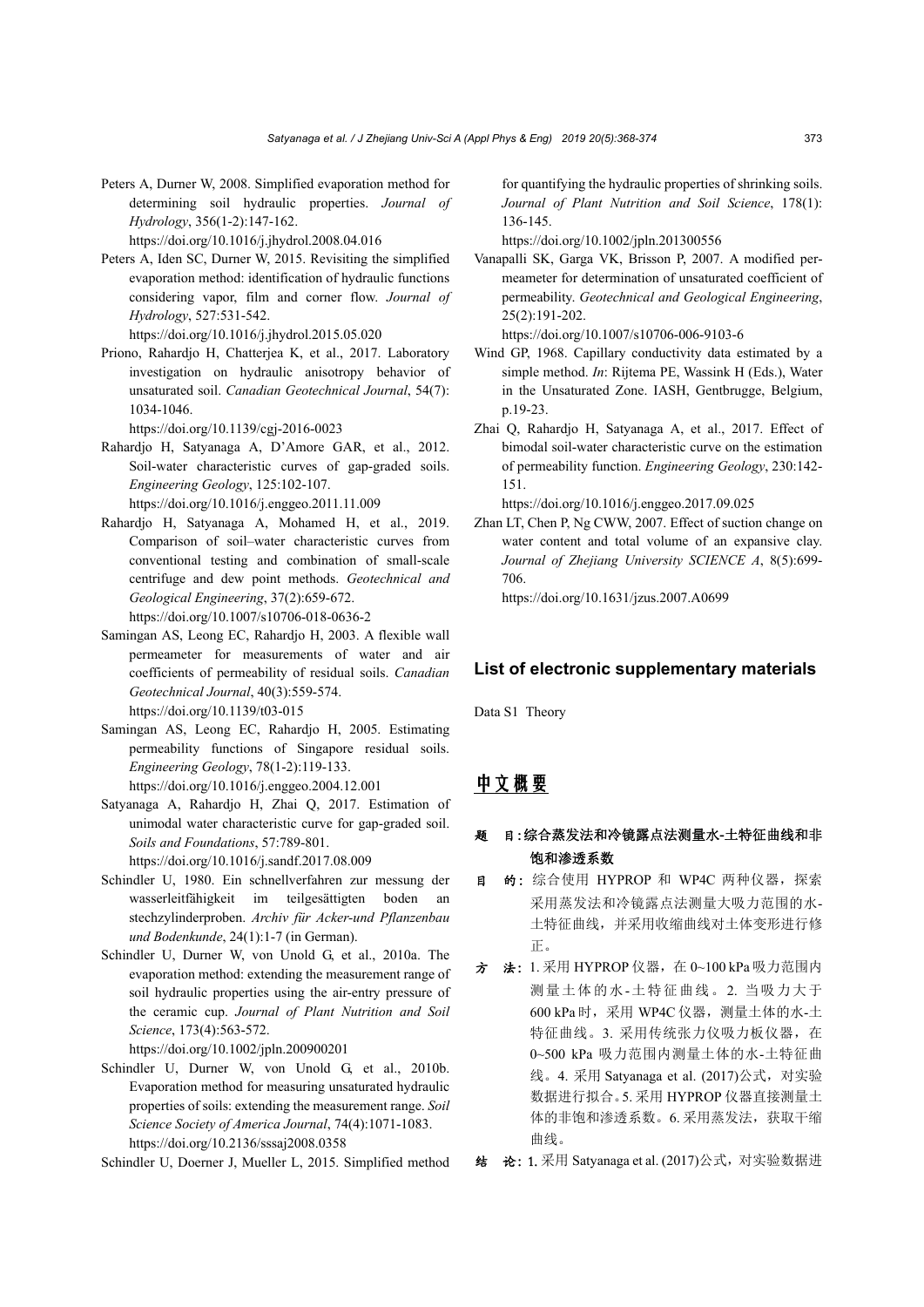Peters A, Durner W, 2008. Simplified evaporation method for determining soil hydraulic properties. *Journal of Hydrology*, 356(1-2):147-162.
https://doi.org/10.1016/j.jhydrol.2008.04.016

Peters A, Iden SC, Durner W, 2015. Revisiting the simplified evaporation method: identification of hydraulic functions considering vapor, film and corner flow. *Journal of Hydrology*, 527:531-542.
https://doi.org/10.1016/j.jhydrol.2015.05.020

Priono, Rahardjo H, Chatterjea K, et al., 2017. Laboratory investigation on hydraulic anisotropy behavior of unsaturated soil. *Canadian Geotechnical Journal*, 54(7): 1034-1046.
https://doi.org/10.1139/cgj-2016-0023

Rahardjo H, Satyanaga A, D'Amore GAR, et al., 2012. Soil-water characteristic curves of gap-graded soils. *Engineering Geology*, 125:102-107.
https://doi.org/10.1016/j.enggeo.2011.11.009

Rahardjo H, Satyanaga A, Mohamed H, et al., 2019. Comparison of soil–water characteristic curves from conventional testing and combination of small-scale centrifuge and dew point methods. *Geotechnical and Geological Engineering*, 37(2):659-672.
https://doi.org/10.1007/s10706-018-0636-2

Samingan AS, Leong EC, Rahardjo H, 2003. A flexible wall permeameter for measurements of water and air coefficients of permeability of residual soils. *Canadian Geotechnical Journal*, 40(3):559-574.
https://doi.org/10.1139/t03-015

Samingan AS, Leong EC, Rahardjo H, 2005. Estimating permeability functions of Singapore residual soils. *Engineering Geology*, 78(1-2):119-133.
https://doi.org/10.1016/j.enggeo.2004.12.001

Satyanaga A, Rahardjo H, Zhai Q, 2017. Estimation of unimodal water characteristic curve for gap-graded soil. *Soils and Foundations*, 57:789-801.
https://doi.org/10.1016/j.sandf.2017.08.009

Schindler U, 1980. Ein schnellverfahren zur messung der wasserleitfähigkeit im teilgesättigten boden an stechzylinderproben. *Archiv für Acker-und Pflanzenbau und Bodenkunde*, 24(1):1-7 (in German).

Schindler U, Durner W, von Unold G, et al., 2010a. The evaporation method: extending the measurement range of soil hydraulic properties using the air-entry pressure of the ceramic cup. *Journal of Plant Nutrition and Soil Science*, 173(4):563-572.
https://doi.org/10.1002/jpln.200900201

Schindler U, Durner W, von Unold G, et al., 2010b. Evaporation method for measuring unsaturated hydraulic properties of soils: extending the measurement range. *Soil Science Society of America Journal*, 74(4):1071-1083.
https://doi.org/10.2136/sssaj2008.0358

Schindler U, Doerner J, Mueller L, 2015. Simplified method for quantifying the hydraulic properties of shrinking soils. *Journal of Plant Nutrition and Soil Science*, 178(1): 136-145.
https://doi.org/10.1002/jpln.201300556

Vanapalli SK, Garga VK, Brisson P, 2007. A modified permeameter for determination of unsaturated coefficient of permeability. *Geotechnical and Geological Engineering*, 25(2):191-202.
https://doi.org/10.1007/s10706-006-9103-6

Wind GP, 1968. Capillary conductivity data estimated by a simple method. *In*: Rijtema PE, Wassink H (Eds.), Water in the Unsaturated Zone. IASH, Gentbrugge, Belgium, p.19-23.

Zhai Q, Rahardjo H, Satyanaga A, et al., 2017. Effect of bimodal soil-water characteristic curve on the estimation of permeability function. *Engineering Geology*, 230:142-151.
https://doi.org/10.1016/j.enggeo.2017.09.025

Zhan LT, Chen P, Ng CWW, 2007. Effect of suction change on water content and total volume of an expansive clay. *Journal of Zhejiang University SCIENCE A*, 8(5):699-706.
https://doi.org/10.1631/jzus.2007.A0699

## List of electronic supplementary materials

Data S1 Theory

## 中文概要

**题　目：综合蒸发法和冷镜露点法测量水-土特征曲线和非饱和渗透系数**

**目　的：** 综合使用 HYPROP 和 WP4C 两种仪器，探索采用蒸发法和冷镜露点法测量大吸力范围的水-土特征曲线，并采用收缩曲线对土体变形进行修正。

**方　法：** 1. 采用 HYPROP 仪器，在 0~100 kPa 吸力范围内测量土体的水-土特征曲线。2. 当吸力大于 600 kPa 时，采用 WP4C 仪器，测量土体的水-土特征曲线。3. 采用传统张力仪吸力板仪器，在 0~500 kPa 吸力范围内测量土体的水-土特征曲线。4. 采用 Satyanaga et al. (2017)公式，对实验数据进行拟合。5. 采用 HYPROP 仪器直接测量土体的非饱和渗透系数。6. 采用蒸发法，获取干缩曲线。

**结　论：** 1. 采用 Satyanaga et al. (2017)公式，对实验数据进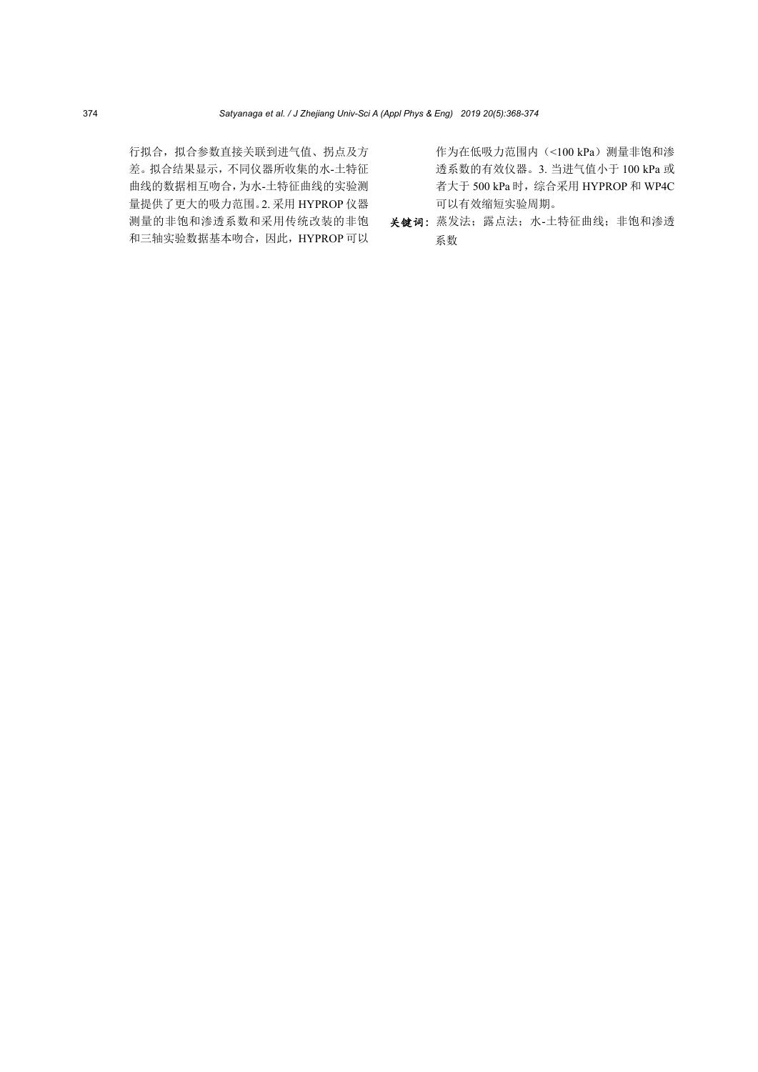行拟合，拟合参数直接关联到进气值、拐点及方差。拟合结果显示，不同仪器所收集的水-土特征曲线的数据相互吻合，为水-土特征曲线的实验测量提供了更大的吸力范围。2. 采用 HYPROP 仪器测量的非饱和渗透系数和采用传统改装的非饱和三轴实验数据基本吻合，因此，HYPROP 可以作为在低吸力范围内（<100 kPa）测量非饱和渗透系数的有效仪器。3. 当进气值小于 100 kPa 或者大于 500 kPa 时，综合采用 HYPROP 和 WP4C 可以有效缩短实验周期。

**关键词：** 蒸发法；露点法；水-土特征曲线；非饱和渗透系数